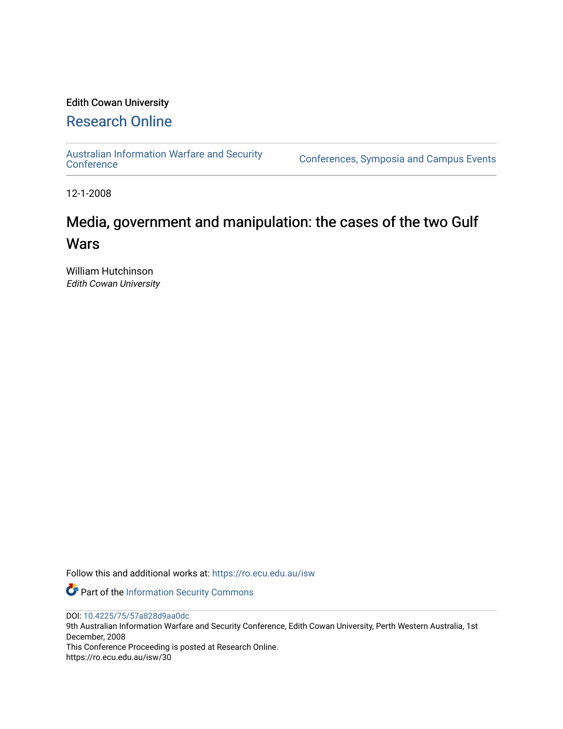Edith Cowan University

## Research Online

Australian Information Warfare and Security Conference

Conferences, Symposia and Campus Events

12-1-2008

# Media, government and manipulation: the cases of the two Gulf Wars

William Hutchinson
*Edith Cowan University*

Follow this and additional works at: https://ro.ecu.edu.au/isw

Part of the Information Security Commons

DOI: 10.4225/75/57a828d9aa0dc
9th Australian Information Warfare and Security Conference, Edith Cowan University, Perth Western Australia, 1st December, 2008
This Conference Proceeding is posted at Research Online.
https://ro.ecu.edu.au/isw/30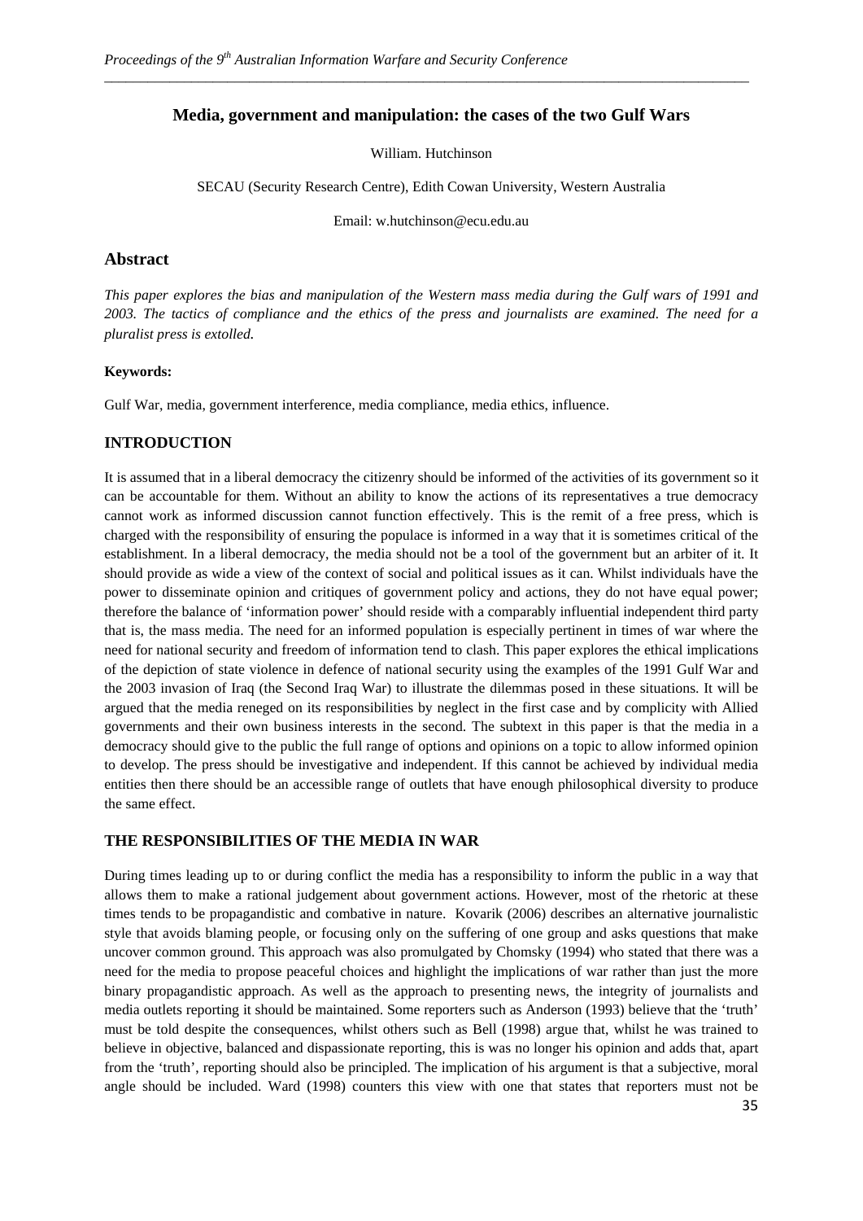# Media, government and manipulation: the cases of the two Gulf Wars

William. Hutchinson

SECAU (Security Research Centre), Edith Cowan University, Western Australia

Email: w.hutchinson@ecu.edu.au

## Abstract

*This paper explores the bias and manipulation of the Western mass media during the Gulf wars of 1991 and 2003. The tactics of compliance and the ethics of the press and journalists are examined. The need for a pluralist press is extolled.*

**Keywords:**

Gulf War, media, government interference, media compliance, media ethics, influence.

## INTRODUCTION

It is assumed that in a liberal democracy the citizenry should be informed of the activities of its government so it can be accountable for them. Without an ability to know the actions of its representatives a true democracy cannot work as informed discussion cannot function effectively. This is the remit of a free press, which is charged with the responsibility of ensuring the populace is informed in a way that it is sometimes critical of the establishment. In a liberal democracy, the media should not be a tool of the government but an arbiter of it. It should provide as wide a view of the context of social and political issues as it can. Whilst individuals have the power to disseminate opinion and critiques of government policy and actions, they do not have equal power; therefore the balance of 'information power' should reside with a comparably influential independent third party that is, the mass media. The need for an informed population is especially pertinent in times of war where the need for national security and freedom of information tend to clash. This paper explores the ethical implications of the depiction of state violence in defence of national security using the examples of the 1991 Gulf War and the 2003 invasion of Iraq (the Second Iraq War) to illustrate the dilemmas posed in these situations. It will be argued that the media reneged on its responsibilities by neglect in the first case and by complicity with Allied governments and their own business interests in the second. The subtext in this paper is that the media in a democracy should give to the public the full range of options and opinions on a topic to allow informed opinion to develop. The press should be investigative and independent. If this cannot be achieved by individual media entities then there should be an accessible range of outlets that have enough philosophical diversity to produce the same effect.

## THE RESPONSIBILITIES OF THE MEDIA IN WAR

During times leading up to or during conflict the media has a responsibility to inform the public in a way that allows them to make a rational judgement about government actions. However, most of the rhetoric at these times tends to be propagandistic and combative in nature. Kovarik (2006) describes an alternative journalistic style that avoids blaming people, or focusing only on the suffering of one group and asks questions that make uncover common ground. This approach was also promulgated by Chomsky (1994) who stated that there was a need for the media to propose peaceful choices and highlight the implications of war rather than just the more binary propagandistic approach. As well as the approach to presenting news, the integrity of journalists and media outlets reporting it should be maintained. Some reporters such as Anderson (1993) believe that the 'truth' must be told despite the consequences, whilst others such as Bell (1998) argue that, whilst he was trained to believe in objective, balanced and dispassionate reporting, this is was no longer his opinion and adds that, apart from the 'truth', reporting should also be principled. The implication of his argument is that a subjective, moral angle should be included. Ward (1998) counters this view with one that states that reporters must not be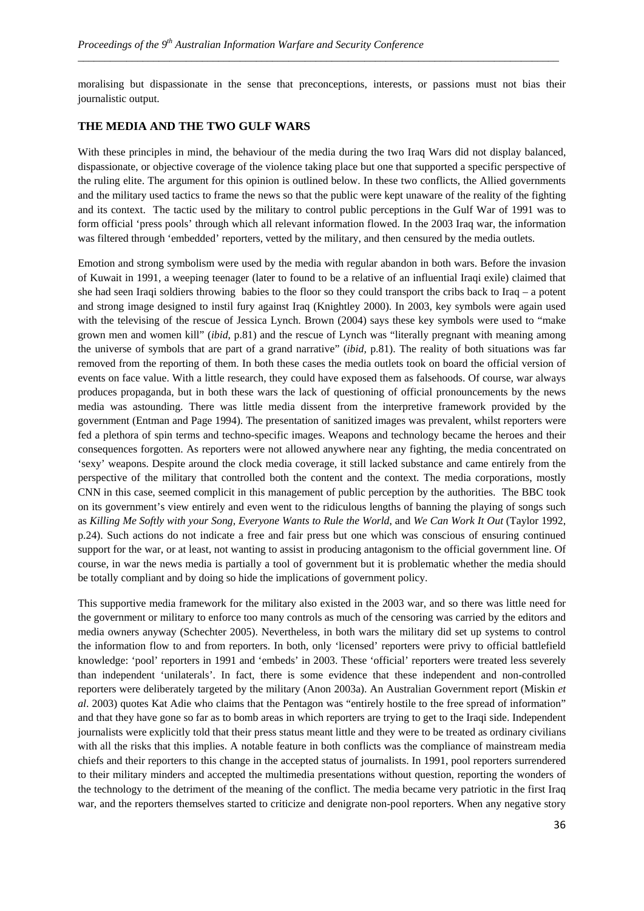moralising but dispassionate in the sense that preconceptions, interests, or passions must not bias their journalistic output.

## THE MEDIA AND THE TWO GULF WARS

With these principles in mind, the behaviour of the media during the two Iraq Wars did not display balanced, dispassionate, or objective coverage of the violence taking place but one that supported a specific perspective of the ruling elite. The argument for this opinion is outlined below. In these two conflicts, the Allied governments and the military used tactics to frame the news so that the public were kept unaware of the reality of the fighting and its context. The tactic used by the military to control public perceptions in the Gulf War of 1991 was to form official 'press pools' through which all relevant information flowed. In the 2003 Iraq war, the information was filtered through 'embedded' reporters, vetted by the military, and then censured by the media outlets.

Emotion and strong symbolism were used by the media with regular abandon in both wars. Before the invasion of Kuwait in 1991, a weeping teenager (later to found to be a relative of an influential Iraqi exile) claimed that she had seen Iraqi soldiers throwing babies to the floor so they could transport the cribs back to Iraq – a potent and strong image designed to instil fury against Iraq (Knightley 2000). In 2003, key symbols were again used with the televising of the rescue of Jessica Lynch. Brown (2004) says these key symbols were used to "make grown men and women kill" (*ibid*, p.81) and the rescue of Lynch was "literally pregnant with meaning among the universe of symbols that are part of a grand narrative" (*ibid*, p.81). The reality of both situations was far removed from the reporting of them. In both these cases the media outlets took on board the official version of events on face value. With a little research, they could have exposed them as falsehoods. Of course, war always produces propaganda, but in both these wars the lack of questioning of official pronouncements by the news media was astounding. There was little media dissent from the interpretive framework provided by the government (Entman and Page 1994). The presentation of sanitized images was prevalent, whilst reporters were fed a plethora of spin terms and techno-specific images. Weapons and technology became the heroes and their consequences forgotten. As reporters were not allowed anywhere near any fighting, the media concentrated on 'sexy' weapons. Despite around the clock media coverage, it still lacked substance and came entirely from the perspective of the military that controlled both the content and the context. The media corporations, mostly CNN in this case, seemed complicit in this management of public perception by the authorities. The BBC took on its government's view entirely and even went to the ridiculous lengths of banning the playing of songs such as *Killing Me Softly with your Song*, *Everyone Wants to Rule the World*, and *We Can Work It Out* (Taylor 1992, p.24). Such actions do not indicate a free and fair press but one which was conscious of ensuring continued support for the war, or at least, not wanting to assist in producing antagonism to the official government line. Of course, in war the news media is partially a tool of government but it is problematic whether the media should be totally compliant and by doing so hide the implications of government policy.

This supportive media framework for the military also existed in the 2003 war, and so there was little need for the government or military to enforce too many controls as much of the censoring was carried by the editors and media owners anyway (Schechter 2005). Nevertheless, in both wars the military did set up systems to control the information flow to and from reporters. In both, only 'licensed' reporters were privy to official battlefield knowledge: 'pool' reporters in 1991 and 'embeds' in 2003. These 'official' reporters were treated less severely than independent 'unilaterals'. In fact, there is some evidence that these independent and non-controlled reporters were deliberately targeted by the military (Anon 2003a). An Australian Government report (Miskin *et al*. 2003) quotes Kat Adie who claims that the Pentagon was "entirely hostile to the free spread of information" and that they have gone so far as to bomb areas in which reporters are trying to get to the Iraqi side. Independent journalists were explicitly told that their press status meant little and they were to be treated as ordinary civilians with all the risks that this implies. A notable feature in both conflicts was the compliance of mainstream media chiefs and their reporters to this change in the accepted status of journalists. In 1991, pool reporters surrendered to their military minders and accepted the multimedia presentations without question, reporting the wonders of the technology to the detriment of the meaning of the conflict. The media became very patriotic in the first Iraq war, and the reporters themselves started to criticize and denigrate non-pool reporters. When any negative story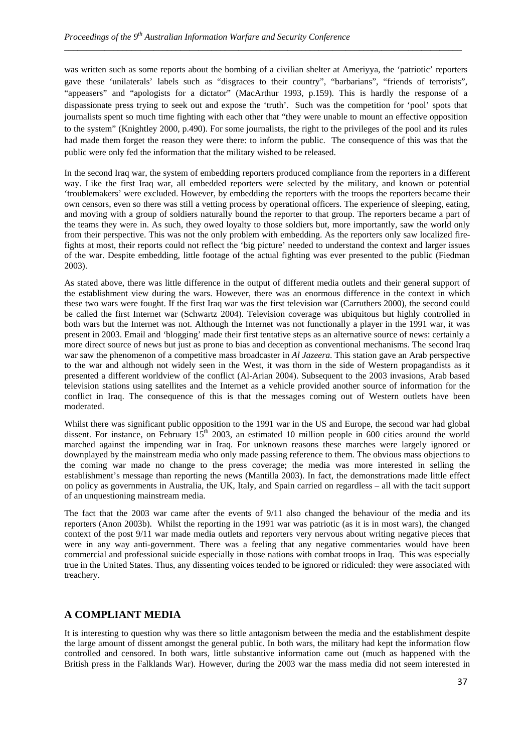was written such as some reports about the bombing of a civilian shelter at Ameriyya, the 'patriotic' reporters gave these 'unilaterals' labels such as "disgraces to their country", "barbarians", "friends of terrorists", "appeasers" and "apologists for a dictator" (MacArthur 1993, p.159). This is hardly the response of a dispassionate press trying to seek out and expose the 'truth'. Such was the competition for 'pool' spots that journalists spent so much time fighting with each other that "they were unable to mount an effective opposition to the system" (Knightley 2000, p.490). For some journalists, the right to the privileges of the pool and its rules had made them forget the reason they were there: to inform the public. The consequence of this was that the public were only fed the information that the military wished to be released.

In the second Iraq war, the system of embedding reporters produced compliance from the reporters in a different way. Like the first Iraq war, all embedded reporters were selected by the military, and known or potential 'troublemakers' were excluded. However, by embedding the reporters with the troops the reporters became their own censors, even so there was still a vetting process by operational officers. The experience of sleeping, eating, and moving with a group of soldiers naturally bound the reporter to that group. The reporters became a part of the teams they were in. As such, they owed loyalty to those soldiers but, more importantly, saw the world only from their perspective. This was not the only problem with embedding. As the reporters only saw localized fire-fights at most, their reports could not reflect the 'big picture' needed to understand the context and larger issues of the war. Despite embedding, little footage of the actual fighting was ever presented to the public (Fiedman 2003).

As stated above, there was little difference in the output of different media outlets and their general support of the establishment view during the wars. However, there was an enormous difference in the context in which these two wars were fought. If the first Iraq war was the first television war (Carruthers 2000), the second could be called the first Internet war (Schwartz 2004). Television coverage was ubiquitous but highly controlled in both wars but the Internet was not. Although the Internet was not functionally a player in the 1991 war, it was present in 2003. Email and 'blogging' made their first tentative steps as an alternative source of news: certainly a more direct source of news but just as prone to bias and deception as conventional mechanisms. The second Iraq war saw the phenomenon of a competitive mass broadcaster in *Al Jazeera*. This station gave an Arab perspective to the war and although not widely seen in the West, it was thorn in the side of Western propagandists as it presented a different worldview of the conflict (Al-Arian 2004). Subsequent to the 2003 invasions, Arab based television stations using satellites and the Internet as a vehicle provided another source of information for the conflict in Iraq. The consequence of this is that the messages coming out of Western outlets have been moderated.

Whilst there was significant public opposition to the 1991 war in the US and Europe, the second war had global dissent. For instance, on February 15th 2003, an estimated 10 million people in 600 cities around the world marched against the impending war in Iraq. For unknown reasons these marches were largely ignored or downplayed by the mainstream media who only made passing reference to them. The obvious mass objections to the coming war made no change to the press coverage; the media was more interested in selling the establishment's message than reporting the news (Mantilla 2003). In fact, the demonstrations made little effect on policy as governments in Australia, the UK, Italy, and Spain carried on regardless – all with the tacit support of an unquestioning mainstream media.

The fact that the 2003 war came after the events of 9/11 also changed the behaviour of the media and its reporters (Anon 2003b). Whilst the reporting in the 1991 war was patriotic (as it is in most wars), the changed context of the post 9/11 war made media outlets and reporters very nervous about writing negative pieces that were in any way anti-government. There was a feeling that any negative commentaries would have been commercial and professional suicide especially in those nations with combat troops in Iraq. This was especially true in the United States. Thus, any dissenting voices tended to be ignored or ridiculed: they were associated with treachery.

## A COMPLIANT MEDIA

It is interesting to question why was there so little antagonism between the media and the establishment despite the large amount of dissent amongst the general public. In both wars, the military had kept the information flow controlled and censored. In both wars, little substantive information came out (much as happened with the British press in the Falklands War). However, during the 2003 war the mass media did not seem interested in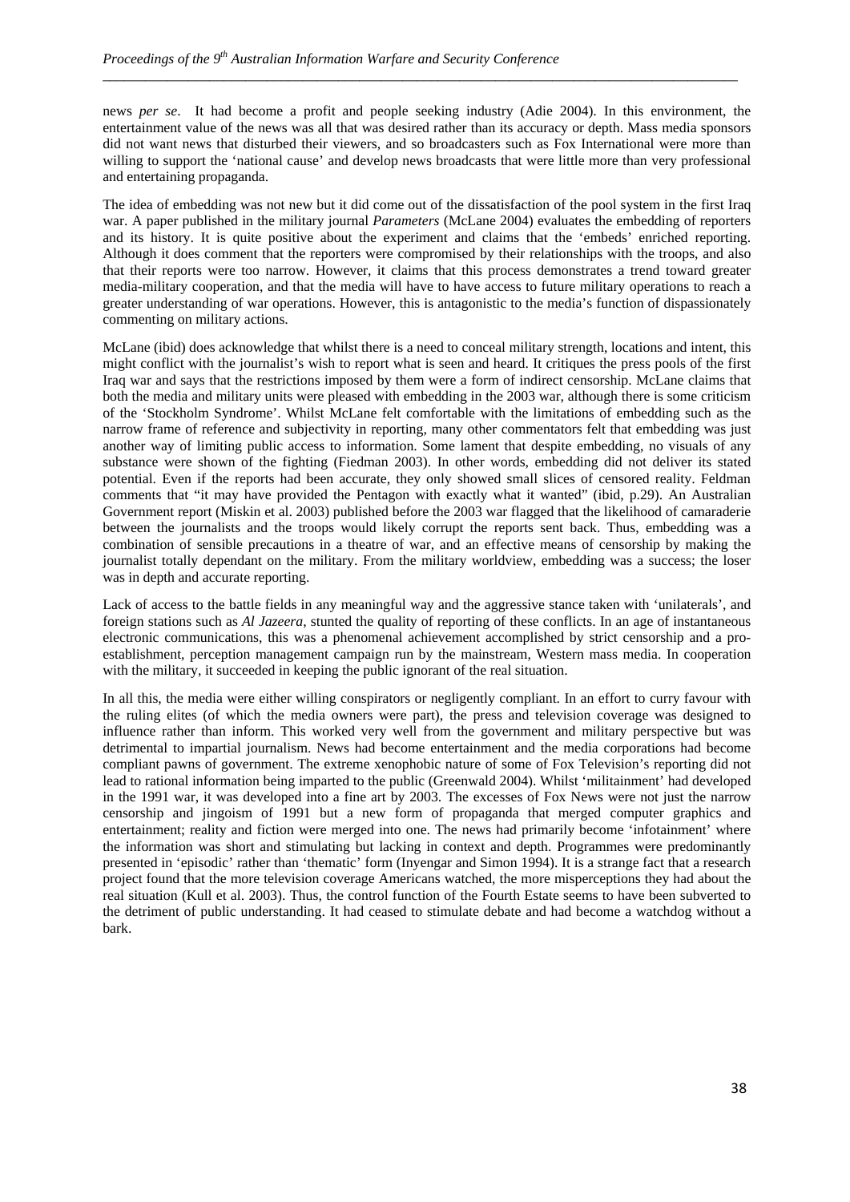news *per se*. It had become a profit and people seeking industry (Adie 2004). In this environment, the entertainment value of the news was all that was desired rather than its accuracy or depth. Mass media sponsors did not want news that disturbed their viewers, and so broadcasters such as Fox International were more than willing to support the 'national cause' and develop news broadcasts that were little more than very professional and entertaining propaganda.

The idea of embedding was not new but it did come out of the dissatisfaction of the pool system in the first Iraq war. A paper published in the military journal *Parameters* (McLane 2004) evaluates the embedding of reporters and its history. It is quite positive about the experiment and claims that the 'embeds' enriched reporting. Although it does comment that the reporters were compromised by their relationships with the troops, and also that their reports were too narrow. However, it claims that this process demonstrates a trend toward greater media-military cooperation, and that the media will have to have access to future military operations to reach a greater understanding of war operations. However, this is antagonistic to the media's function of dispassionately commenting on military actions.

McLane (ibid) does acknowledge that whilst there is a need to conceal military strength, locations and intent, this might conflict with the journalist's wish to report what is seen and heard. It critiques the press pools of the first Iraq war and says that the restrictions imposed by them were a form of indirect censorship. McLane claims that both the media and military units were pleased with embedding in the 2003 war, although there is some criticism of the 'Stockholm Syndrome'. Whilst McLane felt comfortable with the limitations of embedding such as the narrow frame of reference and subjectivity in reporting, many other commentators felt that embedding was just another way of limiting public access to information. Some lament that despite embedding, no visuals of any substance were shown of the fighting (Fiedman 2003). In other words, embedding did not deliver its stated potential. Even if the reports had been accurate, they only showed small slices of censored reality. Feldman comments that "it may have provided the Pentagon with exactly what it wanted" (ibid, p.29). An Australian Government report (Miskin et al. 2003) published before the 2003 war flagged that the likelihood of camaraderie between the journalists and the troops would likely corrupt the reports sent back. Thus, embedding was a combination of sensible precautions in a theatre of war, and an effective means of censorship by making the journalist totally dependant on the military. From the military worldview, embedding was a success; the loser was in depth and accurate reporting.

Lack of access to the battle fields in any meaningful way and the aggressive stance taken with 'unilaterals', and foreign stations such as *Al Jazeera*, stunted the quality of reporting of these conflicts. In an age of instantaneous electronic communications, this was a phenomenal achievement accomplished by strict censorship and a pro-establishment, perception management campaign run by the mainstream, Western mass media. In cooperation with the military, it succeeded in keeping the public ignorant of the real situation.

In all this, the media were either willing conspirators or negligently compliant. In an effort to curry favour with the ruling elites (of which the media owners were part), the press and television coverage was designed to influence rather than inform. This worked very well from the government and military perspective but was detrimental to impartial journalism. News had become entertainment and the media corporations had become compliant pawns of government. The extreme xenophobic nature of some of Fox Television's reporting did not lead to rational information being imparted to the public (Greenwald 2004). Whilst 'militainment' had developed in the 1991 war, it was developed into a fine art by 2003. The excesses of Fox News were not just the narrow censorship and jingoism of 1991 but a new form of propaganda that merged computer graphics and entertainment; reality and fiction were merged into one. The news had primarily become 'infotainment' where the information was short and stimulating but lacking in context and depth. Programmes were predominantly presented in 'episodic' rather than 'thematic' form (Inyengar and Simon 1994). It is a strange fact that a research project found that the more television coverage Americans watched, the more misperceptions they had about the real situation (Kull et al. 2003). Thus, the control function of the Fourth Estate seems to have been subverted to the detriment of public understanding. It had ceased to stimulate debate and had become a watchdog without a bark.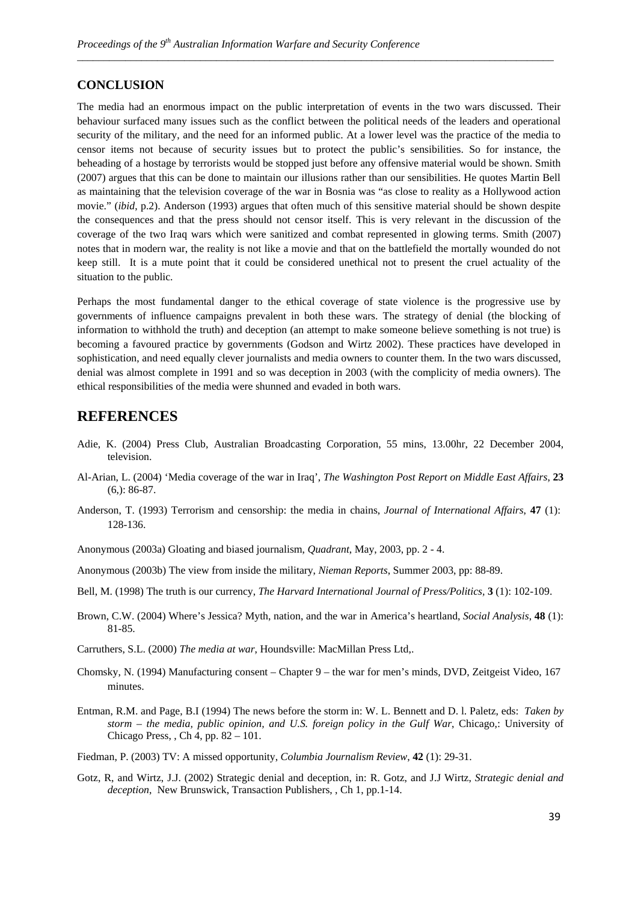## CONCLUSION

The media had an enormous impact on the public interpretation of events in the two wars discussed. Their behaviour surfaced many issues such as the conflict between the political needs of the leaders and operational security of the military, and the need for an informed public. At a lower level was the practice of the media to censor items not because of security issues but to protect the public's sensibilities. So for instance, the beheading of a hostage by terrorists would be stopped just before any offensive material would be shown. Smith (2007) argues that this can be done to maintain our illusions rather than our sensibilities. He quotes Martin Bell as maintaining that the television coverage of the war in Bosnia was "as close to reality as a Hollywood action movie." (*ibid*, p.2). Anderson (1993) argues that often much of this sensitive material should be shown despite the consequences and that the press should not censor itself. This is very relevant in the discussion of the coverage of the two Iraq wars which were sanitized and combat represented in glowing terms. Smith (2007) notes that in modern war, the reality is not like a movie and that on the battlefield the mortally wounded do not keep still. It is a mute point that it could be considered unethical not to present the cruel actuality of the situation to the public.

Perhaps the most fundamental danger to the ethical coverage of state violence is the progressive use by governments of influence campaigns prevalent in both these wars. The strategy of denial (the blocking of information to withhold the truth) and deception (an attempt to make someone believe something is not true) is becoming a favoured practice by governments (Godson and Wirtz 2002). These practices have developed in sophistication, and need equally clever journalists and media owners to counter them. In the two wars discussed, denial was almost complete in 1991 and so was deception in 2003 (with the complicity of media owners). The ethical responsibilities of the media were shunned and evaded in both wars.

# REFERENCES

Adie, K. (2004) Press Club, Australian Broadcasting Corporation, 55 mins, 13.00hr, 22 December 2004, television.

Al-Arian, L. (2004) 'Media coverage of the war in Iraq', *The Washington Post Report on Middle East Affairs*, **23** (6,): 86-87.

Anderson, T. (1993) Terrorism and censorship: the media in chains, *Journal of International Affairs*, **47** (1): 128-136.

Anonymous (2003a) Gloating and biased journalism, *Quadrant*, May, 2003, pp. 2 - 4.

Anonymous (2003b) The view from inside the military, *Nieman Reports*, Summer 2003, pp: 88-89.

Bell, M. (1998) The truth is our currency, *The Harvard International Journal of Press/Politics*, **3** (1): 102-109.

Brown, C.W. (2004) Where's Jessica? Myth, nation, and the war in America's heartland, *Social Analysis*, **48** (1): 81-85.

Carruthers, S.L. (2000) *The media at war*, Houndsville: MacMillan Press Ltd,.

Chomsky, N. (1994) Manufacturing consent – Chapter 9 – the war for men's minds, DVD, Zeitgeist Video, 167 minutes.

Entman, R.M. and Page, B.I (1994) The news before the storm in: W. L. Bennett and D. l. Paletz, eds: *Taken by storm – the media, public opinion, and U.S. foreign policy in the Gulf War*, Chicago,: University of Chicago Press, , Ch 4, pp. 82 – 101.

Fiedman, P. (2003) TV: A missed opportunity, *Columbia Journalism Review*, **42** (1): 29-31.

Gotz, R, and Wirtz, J.J. (2002) Strategic denial and deception, in: R. Gotz, and J.J Wirtz, *Strategic denial and deception*, New Brunswick, Transaction Publishers, , Ch 1, pp.1-14.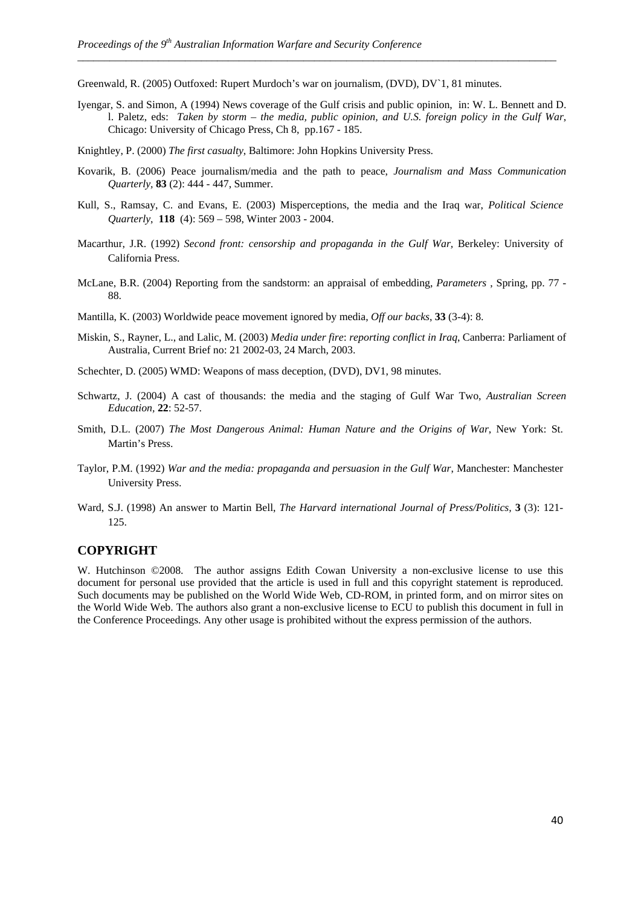Greenwald, R. (2005) Outfoxed: Rupert Murdoch's war on journalism, (DVD), DV`1, 81 minutes.

Iyengar, S. and Simon, A (1994) News coverage of the Gulf crisis and public opinion, in: W. L. Bennett and D. l. Paletz, eds: *Taken by storm – the media, public opinion, and U.S. foreign policy in the Gulf War*, Chicago: University of Chicago Press, Ch 8, pp.167 - 185.

Knightley, P. (2000) *The first casualty*, Baltimore: John Hopkins University Press.

Kovarik, B. (2006) Peace journalism/media and the path to peace, *Journalism and Mass Communication Quarterly*, **83** (2): 444 - 447, Summer.

Kull, S., Ramsay, C. and Evans, E. (2003) Misperceptions, the media and the Iraq war, *Political Science Quarterly*, **118** (4): 569 – 598, Winter 2003 - 2004.

Macarthur, J.R. (1992) *Second front: censorship and propaganda in the Gulf War*, Berkeley: University of California Press.

McLane, B.R. (2004) Reporting from the sandstorm: an appraisal of embedding, *Parameters* , Spring, pp. 77 - 88.

Mantilla, K. (2003) Worldwide peace movement ignored by media, *Off our backs*, **33** (3-4): 8.

Miskin, S., Rayner, L., and Lalic, M. (2003) *Media under fire*: *reporting conflict in Iraq*, Canberra: Parliament of Australia, Current Brief no: 21 2002-03, 24 March, 2003.

Schechter, D. (2005) WMD: Weapons of mass deception, (DVD), DV1, 98 minutes.

Schwartz, J. (2004) A cast of thousands: the media and the staging of Gulf War Two, *Australian Screen Education*, **22**: 52-57.

Smith, D.L. (2007) *The Most Dangerous Animal: Human Nature and the Origins of War*, New York: St. Martin's Press.

Taylor, P.M. (1992) *War and the media: propaganda and persuasion in the Gulf War*, Manchester: Manchester University Press.

Ward, S.J. (1998) An answer to Martin Bell, *The Harvard international Journal of Press/Politics*, **3** (3): 121-125.

## COPYRIGHT

W. Hutchinson ©2008. The author assigns Edith Cowan University a non-exclusive license to use this document for personal use provided that the article is used in full and this copyright statement is reproduced. Such documents may be published on the World Wide Web, CD-ROM, in printed form, and on mirror sites on the World Wide Web. The authors also grant a non-exclusive license to ECU to publish this document in full in the Conference Proceedings. Any other usage is prohibited without the express permission of the authors.